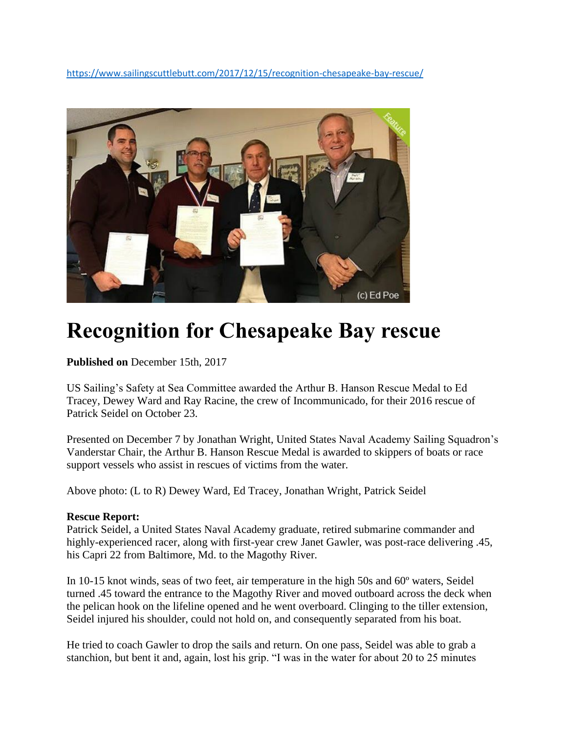https://www.sailingscuttlebutt.com/2017/12/15/recognition-chesapeake-bay-rescue/

# Recognition for Chesapeake Bay rescue

**Published on** December 15th, 2017

US Sailing's Safety at Sea Committee awarded the Arthur B. Hanson Rescue Medal to Ed Tracey, Dewey Ward and Ray Racine, the crew of Incommunicado, for their 2016 rescue of Patrick Seidel on October 23.

Presented on December 7 by Jonathan Wright, United States Naval Academy Sailing Squadron's Vanderstar Chair, the Arthur B. Hanson Rescue Medal is awarded to skippers of boats or race support vessels who assist in rescues of victims from the water.

Above photo: (L to R) Dewey Ward, Ed Tracey, Jonathan Wright, Patrick Seidel

**Rescue Report:**
Patrick Seidel, a United States Naval Academy graduate, retired submarine commander and highly-experienced racer, along with first-year crew Janet Gawler, was post-race delivering .45, his Capri 22 from Baltimore, Md. to the Magothy River.

In 10-15 knot winds, seas of two feet, air temperature in the high 50s and 60º waters, Seidel turned .45 toward the entrance to the Magothy River and moved outboard across the deck when the pelican hook on the lifeline opened and he went overboard. Clinging to the tiller extension, Seidel injured his shoulder, could not hold on, and consequently separated from his boat.

He tried to coach Gawler to drop the sails and return. On one pass, Seidel was able to grab a stanchion, but bent it and, again, lost his grip. "I was in the water for about 20 to 25 minutes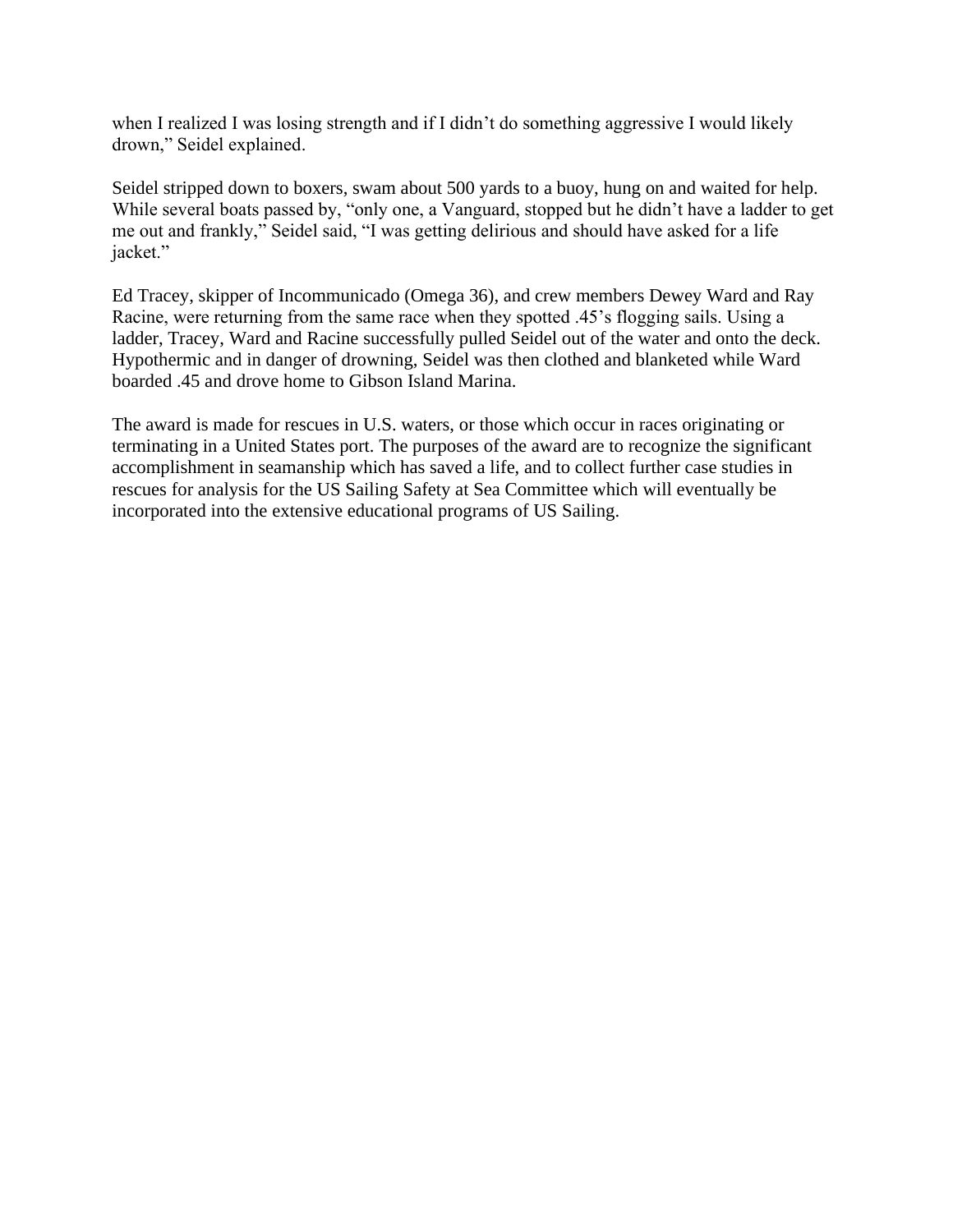when I realized I was losing strength and if I didn't do something aggressive I would likely drown," Seidel explained.

Seidel stripped down to boxers, swam about 500 yards to a buoy, hung on and waited for help. While several boats passed by, "only one, a Vanguard, stopped but he didn't have a ladder to get me out and frankly," Seidel said, "I was getting delirious and should have asked for a life jacket."

Ed Tracey, skipper of Incommunicado (Omega 36), and crew members Dewey Ward and Ray Racine, were returning from the same race when they spotted .45's flogging sails. Using a ladder, Tracey, Ward and Racine successfully pulled Seidel out of the water and onto the deck. Hypothermic and in danger of drowning, Seidel was then clothed and blanketed while Ward boarded .45 and drove home to Gibson Island Marina.

The award is made for rescues in U.S. waters, or those which occur in races originating or terminating in a United States port. The purposes of the award are to recognize the significant accomplishment in seamanship which has saved a life, and to collect further case studies in rescues for analysis for the US Sailing Safety at Sea Committee which will eventually be incorporated into the extensive educational programs of US Sailing.